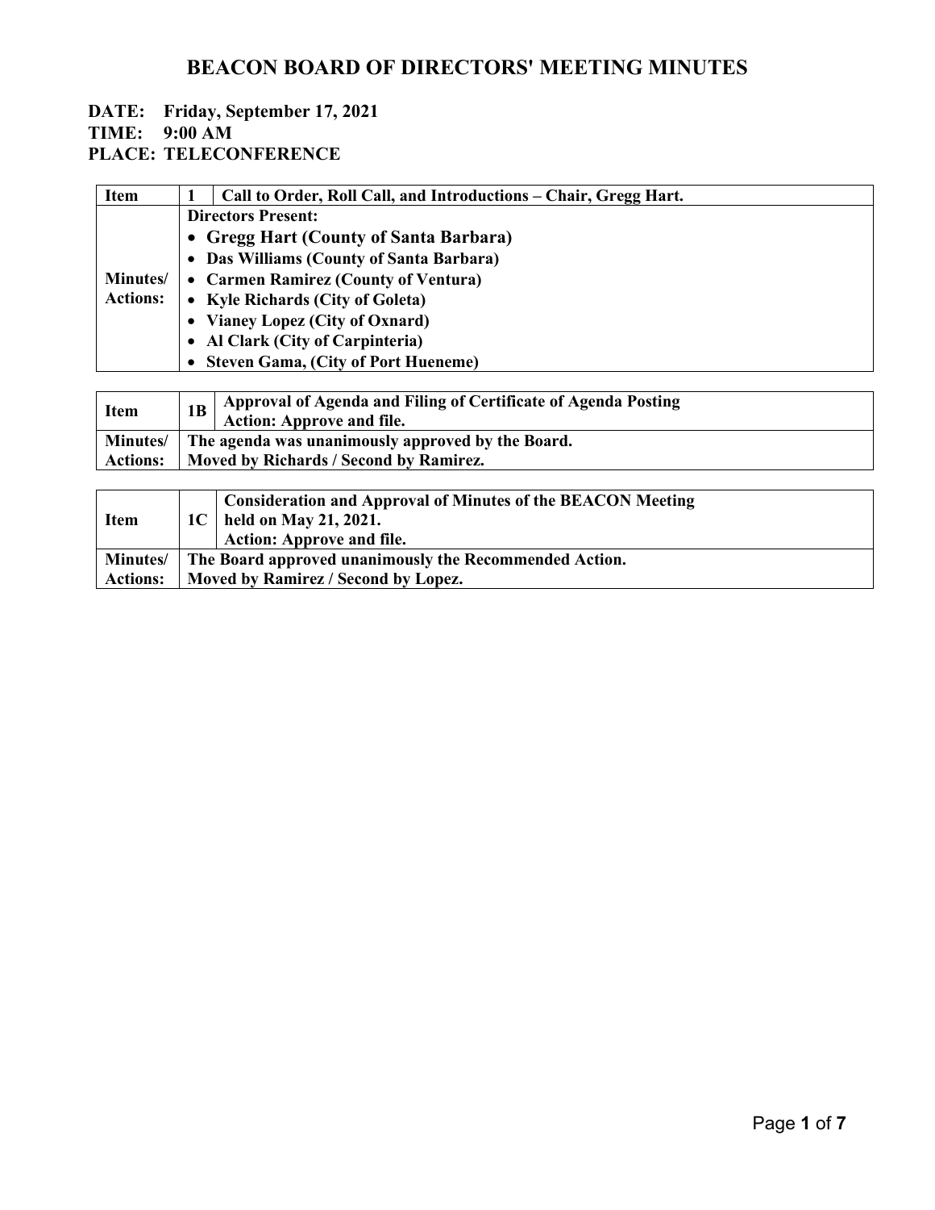# BEACON BOARD OF DIRECTORS' MEETING MINUTES

**DATE: Friday, September 17, 2021**
**TIME: 9:00 AM**
**PLACE: TELECONFERENCE**

| Item | 1 | Call to Order, Roll Call, and Introductions – Chair, Gregg Hart. |
|---|---|---|
| Minutes/ Actions: | **Directors Present:**<br>• Gregg Hart (County of Santa Barbara)<br>• Das Williams (County of Santa Barbara)<br>• Carmen Ramirez (County of Ventura)<br>• Kyle Richards (City of Goleta)<br>• Vianey Lopez (City of Oxnard)<br>• Al Clark (City of Carpinteria)<br>• Steven Gama, (City of Port Hueneme) | |

| Item | 1B | Approval of Agenda and Filing of Certificate of Agenda Posting<br>Action: Approve and file. |
|---|---|---|
| Minutes/ Actions: | The agenda was unanimously approved by the Board.<br>Moved by Richards / Second by Ramirez. | |

| Item | 1C | Consideration and Approval of Minutes of the BEACON Meeting held on May 21, 2021.<br>Action: Approve and file. |
|---|---|---|
| Minutes/ Actions: | The Board approved unanimously the Recommended Action.<br>Moved by Ramirez / Second by Lopez. | |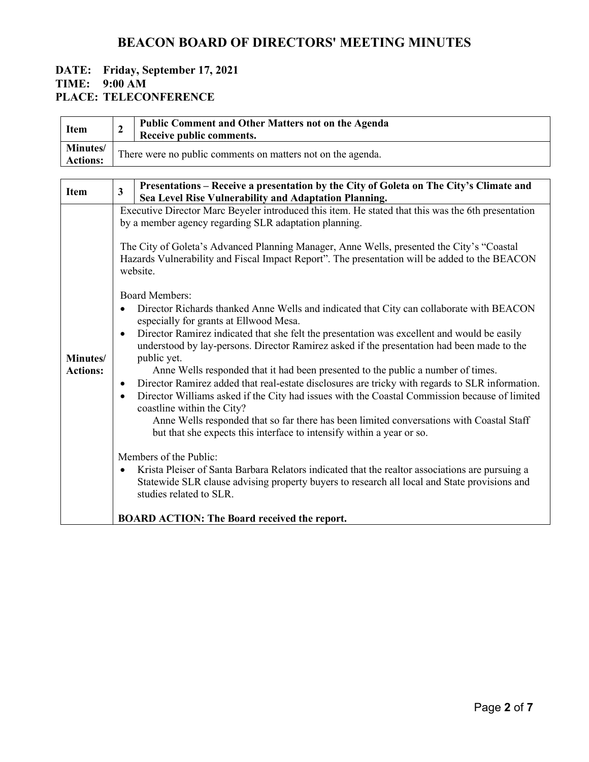# BEACON BOARD OF DIRECTORS' MEETING MINUTES

**DATE: Friday, September 17, 2021**
**TIME: 9:00 AM**
**PLACE: TELECONFERENCE**

| Item | 2 | Public Comment and Other Matters not on the Agenda<br>Receive public comments. |
|---|---|---|
| **Minutes/ Actions:** | There were no public comments on matters not on the agenda. | |

| Item | 3 | Presentations – Receive a presentation by the City of Goleta on The City's Climate and Sea Level Rise Vulnerability and Adaptation Planning. |
|---|---|---|
| **Minutes/ Actions:** | Executive Director Marc Beyeler introduced this item. He stated that this was the 6th presentation by a member agency regarding SLR adaptation planning.<br><br>The City of Goleta's Advanced Planning Manager, Anne Wells, presented the City's "Coastal Hazards Vulnerability and Fiscal Impact Report". The presentation will be added to the BEACON website.<br><br>Board Members:<br>• Director Richards thanked Anne Wells and indicated that City can collaborate with BEACON especially for grants at Ellwood Mesa.<br>• Director Ramirez indicated that she felt the presentation was excellent and would be easily understood by lay-persons. Director Ramirez asked if the presentation had been made to the public yet.<br>Anne Wells responded that it had been presented to the public a number of times.<br>• Director Ramirez added that real-estate disclosures are tricky with regards to SLR information.<br>• Director Williams asked if the City had issues with the Coastal Commission because of limited coastline within the City?<br>Anne Wells responded that so far there has been limited conversations with Coastal Staff but that she expects this interface to intensify within a year or so.<br><br>Members of the Public:<br>• Krista Pleiser of Santa Barbara Relators indicated that the realtor associations are pursuing a Statewide SLR clause advising property buyers to research all local and State provisions and studies related to SLR.<br><br>**BOARD ACTION: The Board received the report.** | |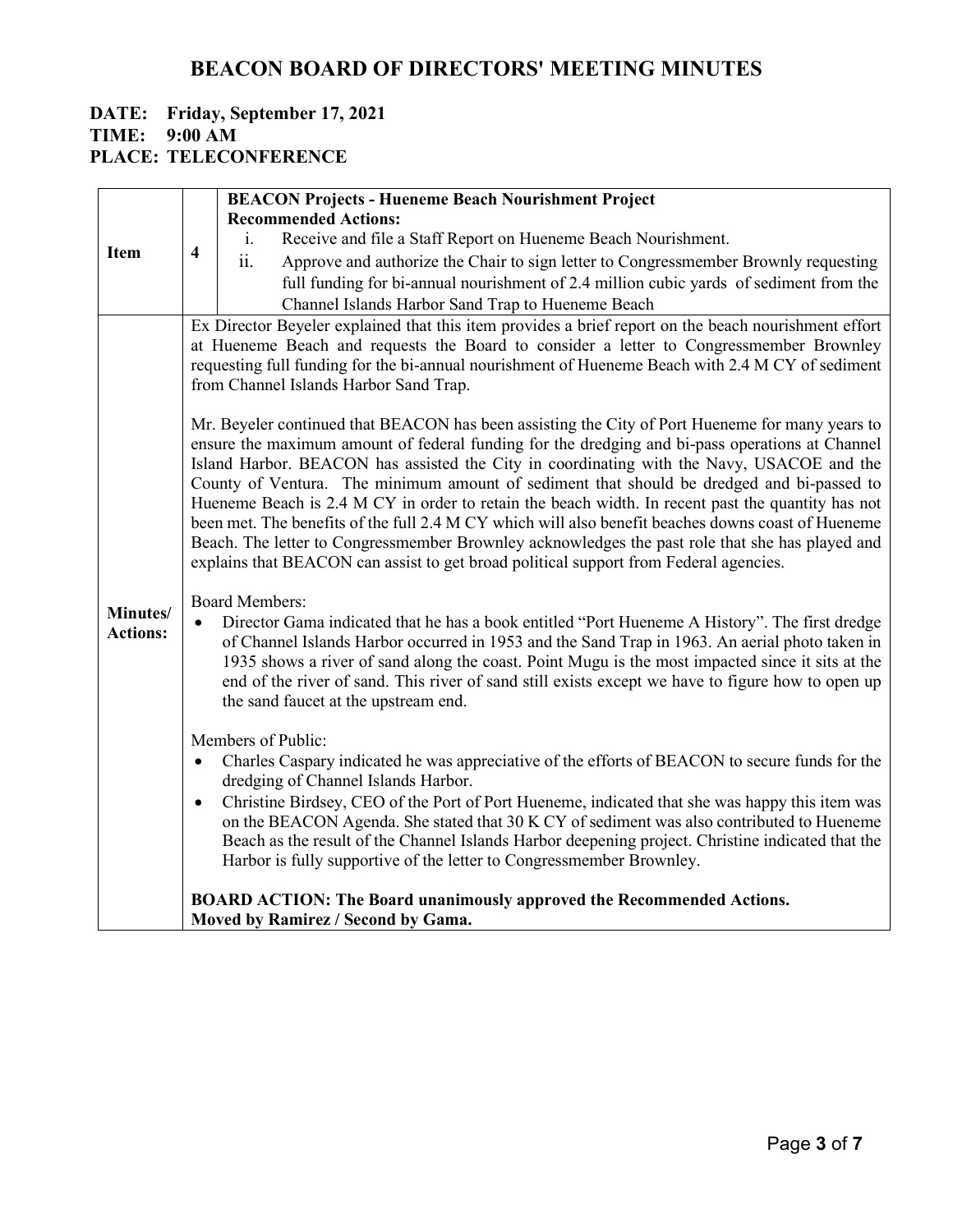# BEACON BOARD OF DIRECTORS' MEETING MINUTES

**DATE: Friday, September 17, 2021**
**TIME: 9:00 AM**
**PLACE: TELECONFERENCE**

| | | |
|---|---|---|
| **Item** | **4** | **BEACON Projects - Hueneme Beach Nourishment Project**<br>**Recommended Actions:**<br>i. Receive and file a Staff Report on Hueneme Beach Nourishment.<br>ii. Approve and authorize the Chair to sign letter to Congressmember Brownly requesting full funding for bi-annual nourishment of 2.4 million cubic yards of sediment from the Channel Islands Harbor Sand Trap to Hueneme Beach |
| **Minutes/ Actions:** | | Ex Director Beyeler explained that this item provides a brief report on the beach nourishment effort at Hueneme Beach and requests the Board to consider a letter to Congressmember Brownley requesting full funding for the bi-annual nourishment of Hueneme Beach with 2.4 M CY of sediment from Channel Islands Harbor Sand Trap.<br><br>Mr. Beyeler continued that BEACON has been assisting the City of Port Hueneme for many years to ensure the maximum amount of federal funding for the dredging and bi-pass operations at Channel Island Harbor. BEACON has assisted the City in coordinating with the Navy, USACOE and the County of Ventura. The minimum amount of sediment that should be dredged and bi-passed to Hueneme Beach is 2.4 M CY in order to retain the beach width. In recent past the quantity has not been met. The benefits of the full 2.4 M CY which will also benefit beaches downs coast of Hueneme Beach. The letter to Congressmember Brownley acknowledges the past role that she has played and explains that BEACON can assist to get broad political support from Federal agencies.<br><br>Board Members:<br>• Director Gama indicated that he has a book entitled "Port Hueneme A History". The first dredge of Channel Islands Harbor occurred in 1953 and the Sand Trap in 1963. An aerial photo taken in 1935 shows a river of sand along the coast. Point Mugu is the most impacted since it sits at the end of the river of sand. This river of sand still exists except we have to figure how to open up the sand faucet at the upstream end.<br><br>Members of Public:<br>• Charles Caspary indicated he was appreciative of the efforts of BEACON to secure funds for the dredging of Channel Islands Harbor.<br>• Christine Birdsey, CEO of the Port of Port Hueneme, indicated that she was happy this item was on the BEACON Agenda. She stated that 30 K CY of sediment was also contributed to Hueneme Beach as the result of the Channel Islands Harbor deepening project. Christine indicated that the Harbor is fully supportive of the letter to Congressmember Brownley.<br><br>**BOARD ACTION: The Board unanimously approved the Recommended Actions.**<br>**Moved by Ramirez / Second by Gama.** |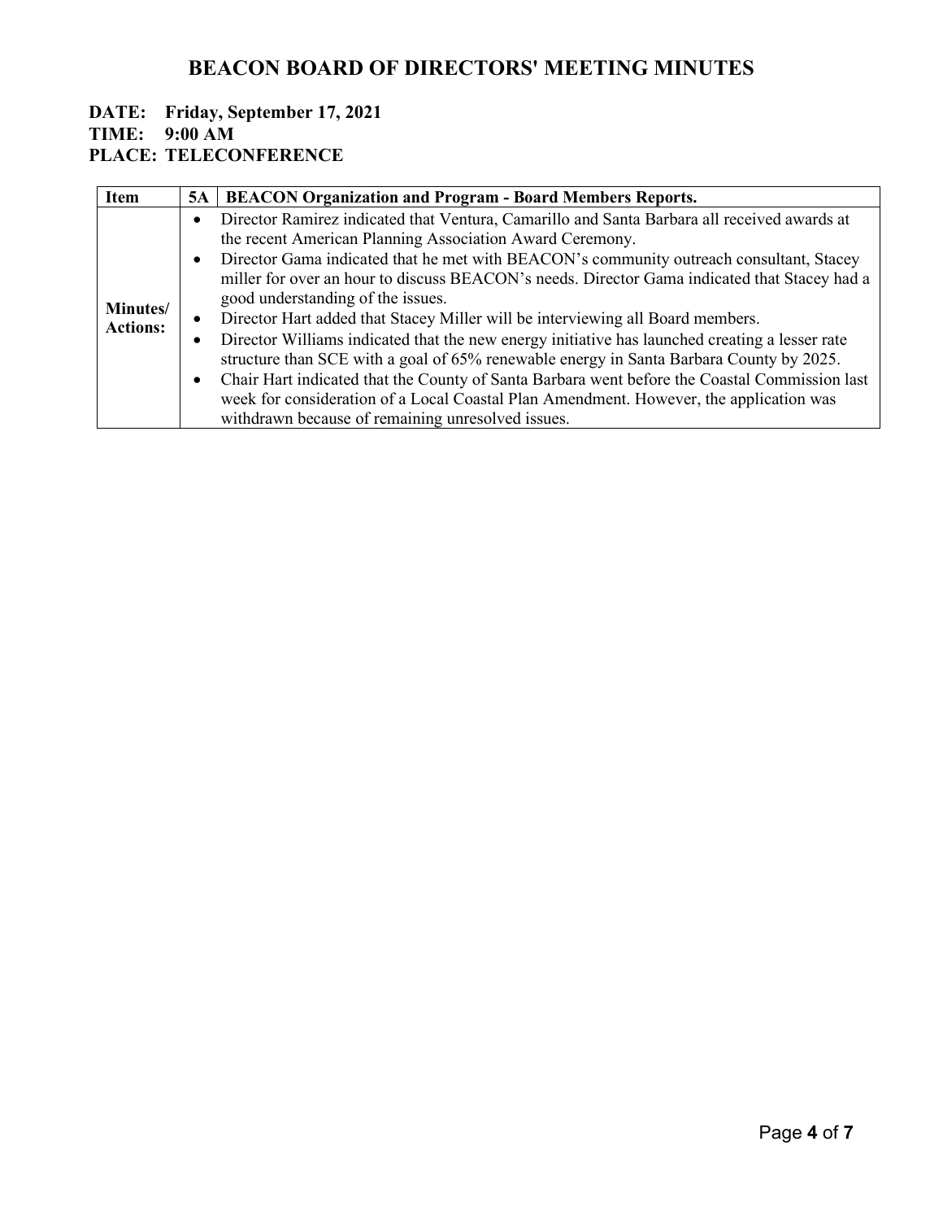# BEACON BOARD OF DIRECTORS' MEETING MINUTES

**DATE: Friday, September 17, 2021**
**TIME: 9:00 AM**
**PLACE: TELECONFERENCE**

| Item | 5A | BEACON Organization and Program - Board Members Reports. |
|---|---|---|
| **Minutes/ Actions:** | | • Director Ramirez indicated that Ventura, Camarillo and Santa Barbara all received awards at the recent American Planning Association Award Ceremony.<br>• Director Gama indicated that he met with BEACON's community outreach consultant, Stacey miller for over an hour to discuss BEACON's needs. Director Gama indicated that Stacey had a good understanding of the issues.<br>• Director Hart added that Stacey Miller will be interviewing all Board members.<br>• Director Williams indicated that the new energy initiative has launched creating a lesser rate structure than SCE with a goal of 65% renewable energy in Santa Barbara County by 2025.<br>• Chair Hart indicated that the County of Santa Barbara went before the Coastal Commission last week for consideration of a Local Coastal Plan Amendment. However, the application was withdrawn because of remaining unresolved issues. |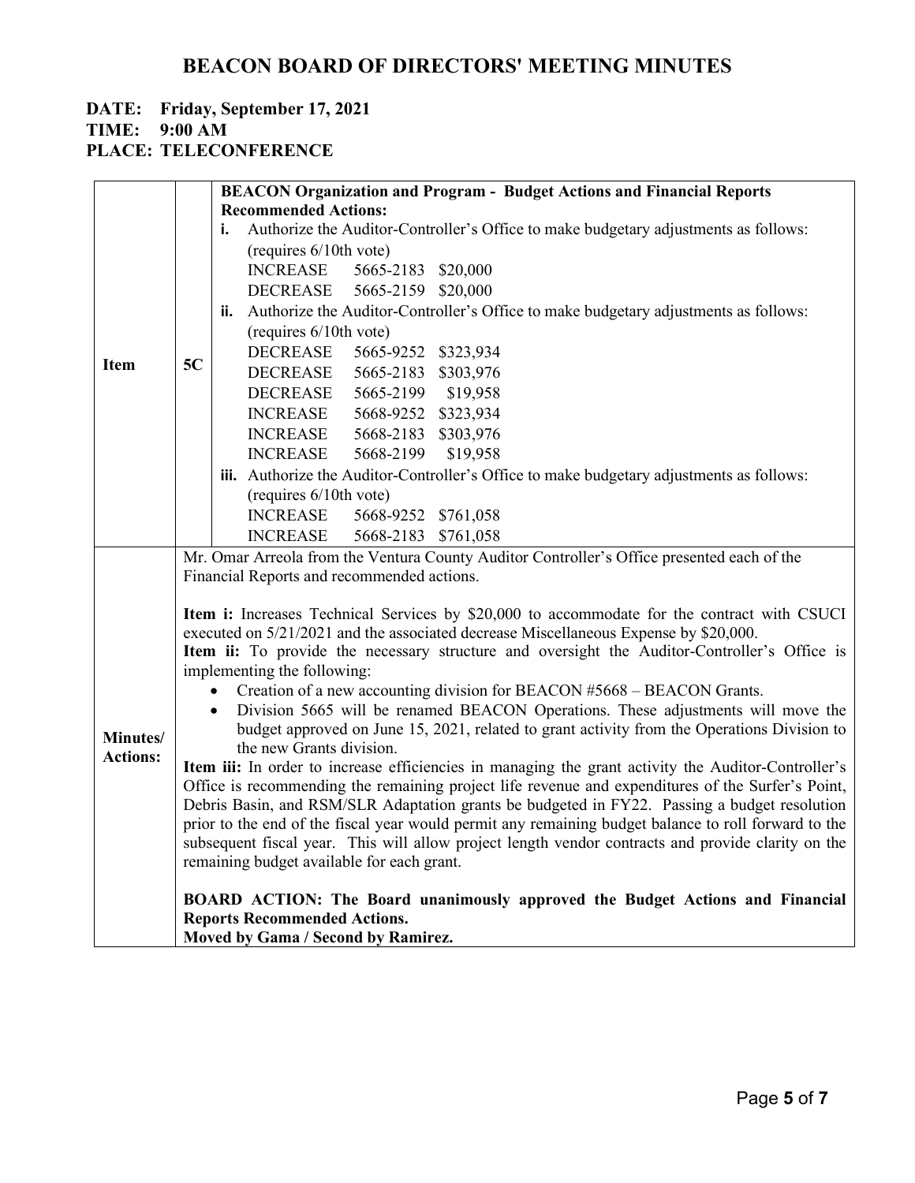# BEACON BOARD OF DIRECTORS' MEETING MINUTES

**DATE: Friday, September 17, 2021**
**TIME: 9:00 AM**
**PLACE: TELECONFERENCE**

| | | |
|---|---|---|
| **Item** | **5C** | **BEACON Organization and Program - Budget Actions and Financial Reports**<br>**Recommended Actions:**<br>**i.** Authorize the Auditor-Controller's Office to make budgetary adjustments as follows: (requires 6/10th vote)<br>INCREASE 5665-2183 $20,000<br>DECREASE 5665-2159 $20,000<br>**ii.** Authorize the Auditor-Controller's Office to make budgetary adjustments as follows: (requires 6/10th vote)<br>DECREASE 5665-9252 $323,934<br>DECREASE 5665-2183 $303,976<br>DECREASE 5665-2199 $19,958<br>INCREASE 5668-9252 $323,934<br>INCREASE 5668-2183 $303,976<br>INCREASE 5668-2199 $19,958<br>**iii.** Authorize the Auditor-Controller's Office to make budgetary adjustments as follows: (requires 6/10th vote)<br>INCREASE 5668-9252 $761,058<br>INCREASE 5668-2183 $761,058 |
| **Minutes/ Actions:** | | Mr. Omar Arreola from the Ventura County Auditor Controller's Office presented each of the Financial Reports and recommended actions.<br><br>**Item i:** Increases Technical Services by $20,000 to accommodate for the contract with CSUCI executed on 5/21/2021 and the associated decrease Miscellaneous Expense by $20,000.<br>**Item ii:** To provide the necessary structure and oversight the Auditor-Controller's Office is implementing the following:<br>• Creation of a new accounting division for BEACON #5668 – BEACON Grants.<br>• Division 5665 will be renamed BEACON Operations. These adjustments will move the budget approved on June 15, 2021, related to grant activity from the Operations Division to the new Grants division.<br>**Item iii:** In order to increase efficiencies in managing the grant activity the Auditor-Controller's Office is recommending the remaining project life revenue and expenditures of the Surfer's Point, Debris Basin, and RSM/SLR Adaptation grants be budgeted in FY22. Passing a budget resolution prior to the end of the fiscal year would permit any remaining budget balance to roll forward to the subsequent fiscal year. This will allow project length vendor contracts and provide clarity on the remaining budget available for each grant.<br><br>**BOARD ACTION: The Board unanimously approved the Budget Actions and Financial Reports Recommended Actions.**<br>**Moved by Gama / Second by Ramirez.** |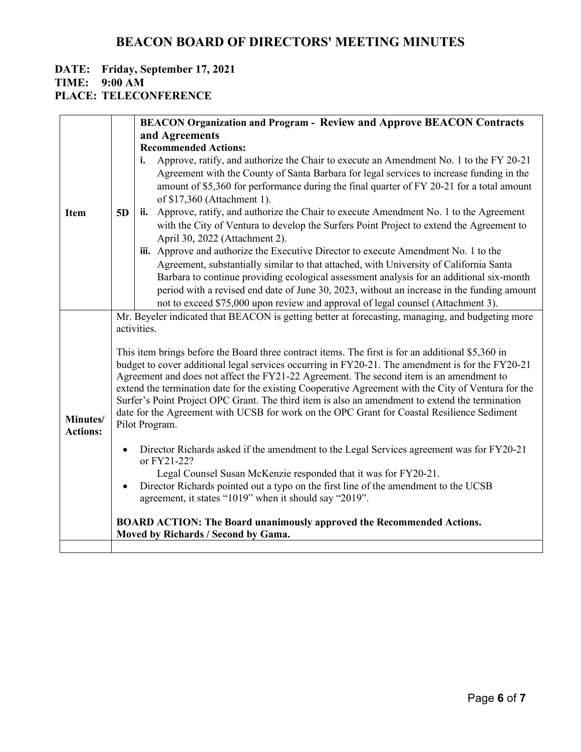# BEACON BOARD OF DIRECTORS' MEETING MINUTES

**DATE: Friday, September 17, 2021**
**TIME: 9:00 AM**
**PLACE: TELECONFERENCE**

| | | |
|---|---|---|
| **Item** | **5D** | **BEACON Organization and Program - Review and Approve BEACON Contracts and Agreements**<br>**Recommended Actions:**<br>**i.** Approve, ratify, and authorize the Chair to execute an Amendment No. 1 to the FY 20-21 Agreement with the County of Santa Barbara for legal services to increase funding in the amount of $5,360 for performance during the final quarter of FY 20-21 for a total amount of $17,360 (Attachment 1).<br>**ii.** Approve, ratify, and authorize the Chair to execute Amendment No. 1 to the Agreement with the City of Ventura to develop the Surfers Point Project to extend the Agreement to April 30, 2022 (Attachment 2).<br>**iii.** Approve and authorize the Executive Director to execute Amendment No. 1 to the Agreement, substantially similar to that attached, with University of California Santa Barbara to continue providing ecological assessment analysis for an additional six-month period with a revised end date of June 30, 2023, without an increase in the funding amount not to exceed $75,000 upon review and approval of legal counsel (Attachment 3). |
| **Minutes/ Actions:** | | Mr. Beyeler indicated that BEACON is getting better at forecasting, managing, and budgeting more activities.<br><br>This item brings before the Board three contract items. The first is for an additional $5,360 in budget to cover additional legal services occurring in FY20-21. The amendment is for the FY20-21 Agreement and does not affect the FY21-22 Agreement. The second item is an amendment to extend the termination date for the existing Cooperative Agreement with the City of Ventura for the Surfer's Point Project OPC Grant. The third item is also an amendment to extend the termination date for the Agreement with UCSB for work on the OPC Grant for Coastal Resilience Sediment Pilot Program.<br><br>• Director Richards asked if the amendment to the Legal Services agreement was for FY20-21 or FY21-22?<br>Legal Counsel Susan McKenzie responded that it was for FY20-21.<br>• Director Richards pointed out a typo on the first line of the amendment to the UCSB agreement, it states "1019" when it should say "2019".<br><br>**BOARD ACTION: The Board unanimously approved the Recommended Actions. Moved by Richards / Second by Gama.** |
| | | |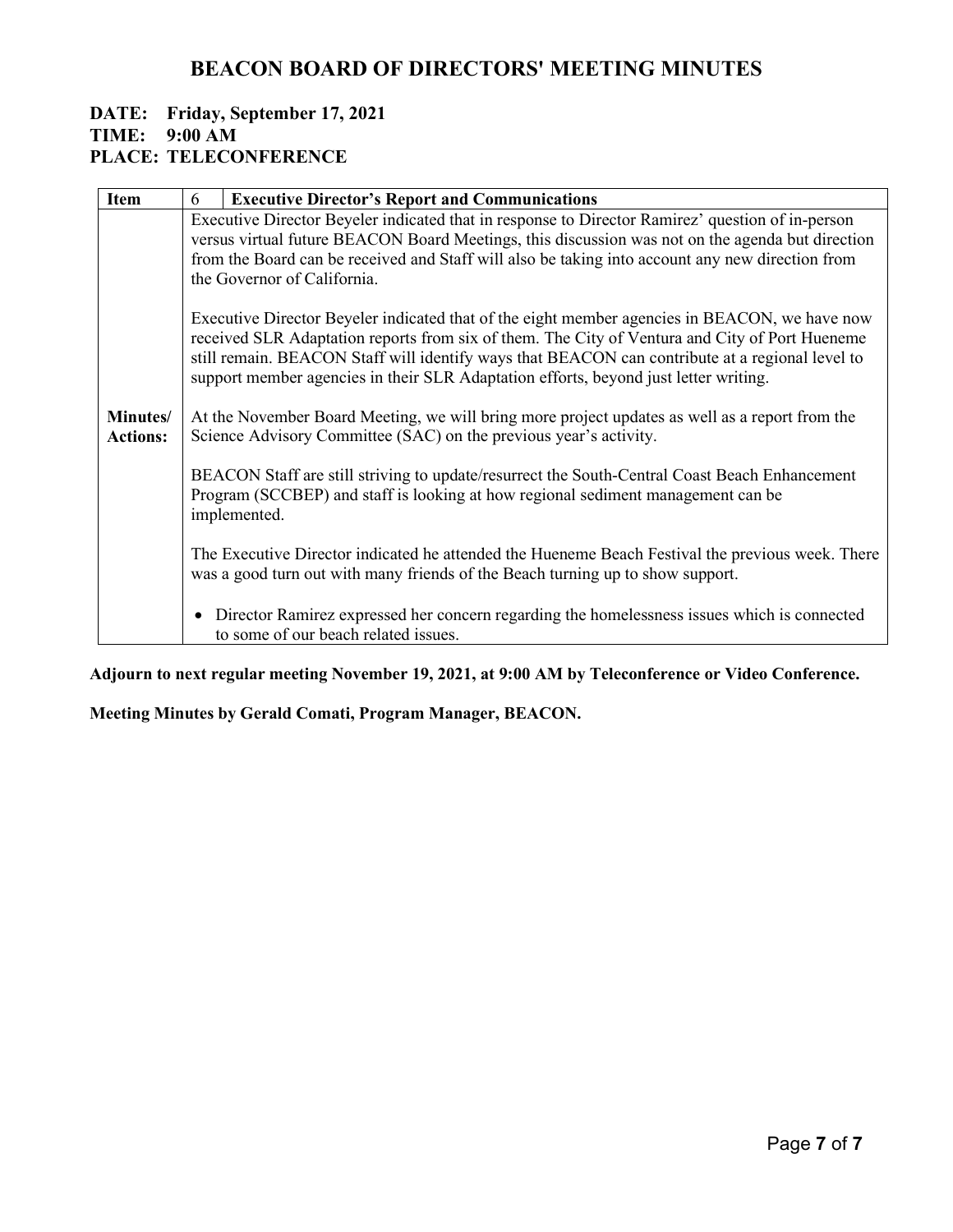# BEACON BOARD OF DIRECTORS' MEETING MINUTES

**DATE: Friday, September 17, 2021**
**TIME: 9:00 AM**
**PLACE: TELECONFERENCE**

| **Item** | 6 | **Executive Director's Report and Communications** |
|---|---|---|
| **Minutes/ Actions:** | | Executive Director Beyeler indicated that in response to Director Ramirez' question of in-person versus virtual future BEACON Board Meetings, this discussion was not on the agenda but direction from the Board can be received and Staff will also be taking into account any new direction from the Governor of California.<br><br>Executive Director Beyeler indicated that of the eight member agencies in BEACON, we have now received SLR Adaptation reports from six of them. The City of Ventura and City of Port Hueneme still remain. BEACON Staff will identify ways that BEACON can contribute at a regional level to support member agencies in their SLR Adaptation efforts, beyond just letter writing.<br><br>At the November Board Meeting, we will bring more project updates as well as a report from the Science Advisory Committee (SAC) on the previous year's activity.<br><br>BEACON Staff are still striving to update/resurrect the South-Central Coast Beach Enhancement Program (SCCBEP) and staff is looking at how regional sediment management can be implemented.<br><br>The Executive Director indicated he attended the Hueneme Beach Festival the previous week. There was a good turn out with many friends of the Beach turning up to show support.<br><br>• Director Ramirez expressed her concern regarding the homelessness issues which is connected to some of our beach related issues. |

**Adjourn to next regular meeting November 19, 2021, at 9:00 AM by Teleconference or Video Conference.**

**Meeting Minutes by Gerald Comati, Program Manager, BEACON.**